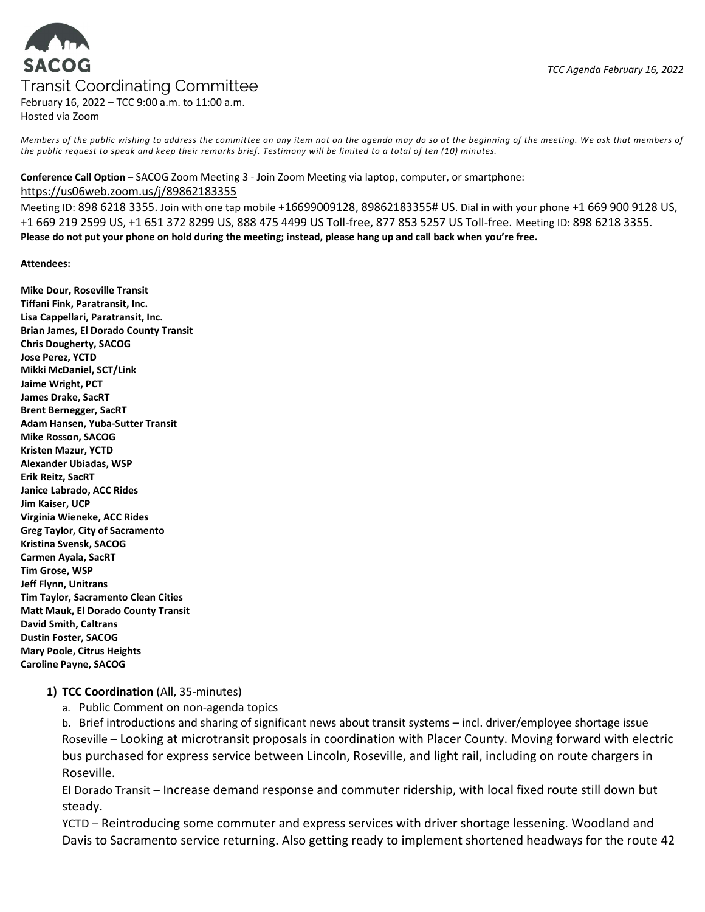SACOG

# Transit Coordinating Committee

February 16, 2022 – TCC 9:00 a.m. to 11:00 a.m.
Hosted via Zoom

*Members of the public wishing to address the committee on any item not on the agenda may do so at the beginning of the meeting. We ask that members of the public request to speak and keep their remarks brief. Testimony will be limited to a total of ten (10) minutes.*

**Conference Call Option –** SACOG Zoom Meeting 3 - Join Zoom Meeting via laptop, computer, or smartphone:
https://us06web.zoom.us/j/89862183355

Meeting ID: 898 6218 3355. Join with one tap mobile +16699009128, 89862183355# US. Dial in with your phone +1 669 900 9128 US, +1 669 219 2599 US, +1 651 372 8299 US, 888 475 4499 US Toll-free, 877 853 5257 US Toll-free. Meeting ID: 898 6218 3355.
**Please do not put your phone on hold during the meeting; instead, please hang up and call back when you're free.**

**Attendees:**

**Mike Dour, Roseville Transit**
**Tiffani Fink, Paratransit, Inc.**
**Lisa Cappellari, Paratransit, Inc.**
**Brian James, El Dorado County Transit**
**Chris Dougherty, SACOG**
**Jose Perez, YCTD**
**Mikki McDaniel, SCT/Link**
**Jaime Wright, PCT**
**James Drake, SacRT**
**Brent Bernegger, SacRT**
**Adam Hansen, Yuba-Sutter Transit**
**Mike Rosson, SACOG**
**Kristen Mazur, YCTD**
**Alexander Ubiadas, WSP**
**Erik Reitz, SacRT**
**Janice Labrado, ACC Rides**
**Jim Kaiser, UCP**
**Virginia Wieneke, ACC Rides**
**Greg Taylor, City of Sacramento**
**Kristina Svensk, SACOG**
**Carmen Ayala, SacRT**
**Tim Grose, WSP**
**Jeff Flynn, Unitrans**
**Tim Taylor, Sacramento Clean Cities**
**Matt Mauk, El Dorado County Transit**
**David Smith, Caltrans**
**Dustin Foster, SACOG**
**Mary Poole, Citrus Heights**
**Caroline Payne, SACOG**

1) **TCC Coordination** (All, 35-minutes)
   a. Public Comment on non-agenda topics
   b. Brief introductions and sharing of significant news about transit systems – incl. driver/employee shortage issue

   Roseville – Looking at microtransit proposals in coordination with Placer County. Moving forward with electric bus purchased for express service between Lincoln, Roseville, and light rail, including on route chargers in Roseville.

   El Dorado Transit – Increase demand response and commuter ridership, with local fixed route still down but steady.

   YCTD – Reintroducing some commuter and express services with driver shortage lessening. Woodland and Davis to Sacramento service returning. Also getting ready to implement shortened headways for the route 42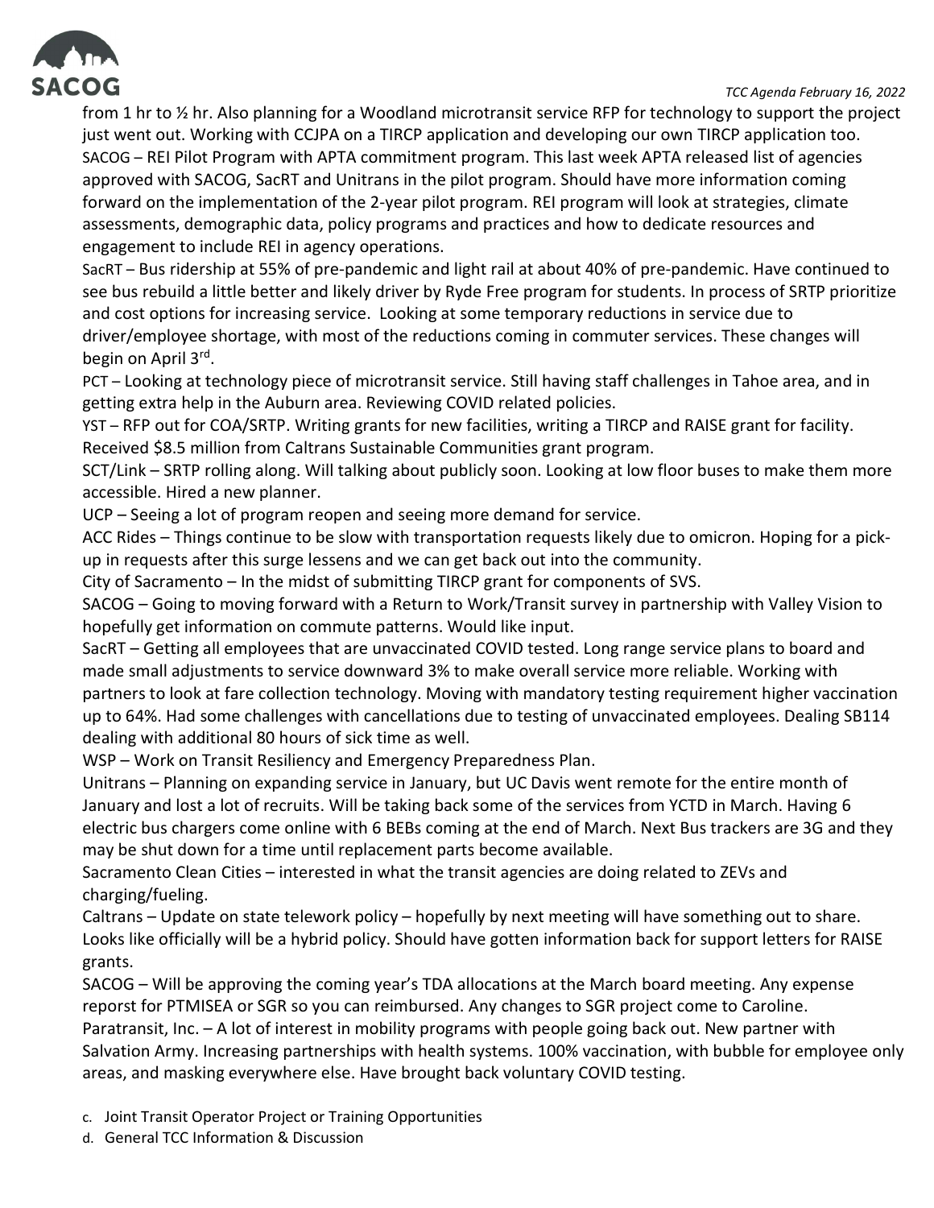from 1 hr to ½ hr. Also planning for a Woodland microtransit service RFP for technology to support the project just went out. Working with CCJPA on a TIRCP application and developing our own TIRCP application too.

SACOG – REI Pilot Program with APTA commitment program. This last week APTA released list of agencies approved with SACOG, SacRT and Unitrans in the pilot program. Should have more information coming forward on the implementation of the 2-year pilot program. REI program will look at strategies, climate assessments, demographic data, policy programs and practices and how to dedicate resources and engagement to include REI in agency operations.

SacRT – Bus ridership at 55% of pre-pandemic and light rail at about 40% of pre-pandemic. Have continued to see bus rebuild a little better and likely driver by Ryde Free program for students. In process of SRTP prioritize and cost options for increasing service. Looking at some temporary reductions in service due to driver/employee shortage, with most of the reductions coming in commuter services. These changes will begin on April 3rd.

PCT – Looking at technology piece of microtransit service. Still having staff challenges in Tahoe area, and in getting extra help in the Auburn area. Reviewing COVID related policies.

YST – RFP out for COA/SRTP. Writing grants for new facilities, writing a TIRCP and RAISE grant for facility. Received $8.5 million from Caltrans Sustainable Communities grant program.

SCT/Link – SRTP rolling along. Will talking about publicly soon. Looking at low floor buses to make them more accessible. Hired a new planner.

UCP – Seeing a lot of program reopen and seeing more demand for service.

ACC Rides – Things continue to be slow with transportation requests likely due to omicron. Hoping for a pick-up in requests after this surge lessens and we can get back out into the community.

City of Sacramento – In the midst of submitting TIRCP grant for components of SVS.

SACOG – Going to moving forward with a Return to Work/Transit survey in partnership with Valley Vision to hopefully get information on commute patterns. Would like input.

SacRT – Getting all employees that are unvaccinated COVID tested. Long range service plans to board and made small adjustments to service downward 3% to make overall service more reliable. Working with partners to look at fare collection technology. Moving with mandatory testing requirement higher vaccination up to 64%. Had some challenges with cancellations due to testing of unvaccinated employees. Dealing SB114 dealing with additional 80 hours of sick time as well.

WSP – Work on Transit Resiliency and Emergency Preparedness Plan.

Unitrans – Planning on expanding service in January, but UC Davis went remote for the entire month of January and lost a lot of recruits. Will be taking back some of the services from YCTD in March. Having 6 electric bus chargers come online with 6 BEBs coming at the end of March. Next Bus trackers are 3G and they may be shut down for a time until replacement parts become available.

Sacramento Clean Cities – interested in what the transit agencies are doing related to ZEVs and charging/fueling.

Caltrans – Update on state telework policy – hopefully by next meeting will have something out to share. Looks like officially will be a hybrid policy. Should have gotten information back for support letters for RAISE grants.

SACOG – Will be approving the coming year's TDA allocations at the March board meeting. Any expense reporst for PTMISEA or SGR so you can reimbursed. Any changes to SGR project come to Caroline.

Paratransit, Inc. – A lot of interest in mobility programs with people going back out. New partner with Salvation Army. Increasing partnerships with health systems. 100% vaccination, with bubble for employee only areas, and masking everywhere else. Have brought back voluntary COVID testing.

c. Joint Transit Operator Project or Training Opportunities
d. General TCC Information & Discussion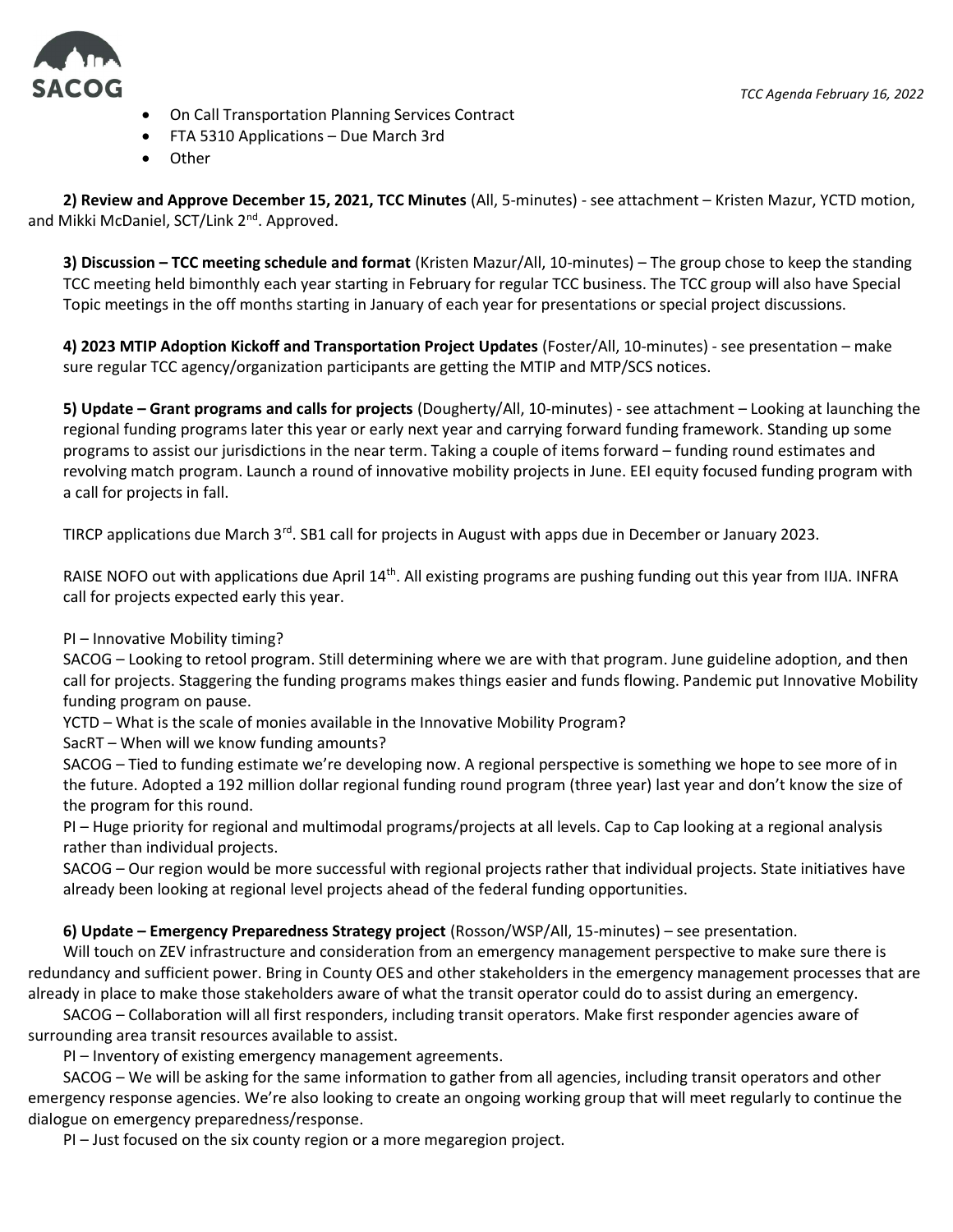- On Call Transportation Planning Services Contract
- FTA 5310 Applications – Due March 3rd
- Other

**2) Review and Approve December 15, 2021, TCC Minutes** (All, 5-minutes) - see attachment – Kristen Mazur, YCTD motion, and Mikki McDaniel, SCT/Link 2nd. Approved.

**3) Discussion – TCC meeting schedule and format** (Kristen Mazur/All, 10-minutes) – The group chose to keep the standing TCC meeting held bimonthly each year starting in February for regular TCC business. The TCC group will also have Special Topic meetings in the off months starting in January of each year for presentations or special project discussions.

**4) 2023 MTIP Adoption Kickoff and Transportation Project Updates** (Foster/All, 10-minutes) - see presentation – make sure regular TCC agency/organization participants are getting the MTIP and MTP/SCS notices.

**5) Update – Grant programs and calls for projects** (Dougherty/All, 10-minutes) - see attachment – Looking at launching the regional funding programs later this year or early next year and carrying forward funding framework. Standing up some programs to assist our jurisdictions in the near term. Taking a couple of items forward – funding round estimates and revolving match program. Launch a round of innovative mobility projects in June. EEI equity focused funding program with a call for projects in fall.

TIRCP applications due March 3rd. SB1 call for projects in August with apps due in December or January 2023.

RAISE NOFO out with applications due April 14th. All existing programs are pushing funding out this year from IIJA. INFRA call for projects expected early this year.

PI – Innovative Mobility timing?
SACOG – Looking to retool program. Still determining where we are with that program. June guideline adoption, and then call for projects. Staggering the funding programs makes things easier and funds flowing. Pandemic put Innovative Mobility funding program on pause.
YCTD – What is the scale of monies available in the Innovative Mobility Program?
SacRT – When will we know funding amounts?
SACOG – Tied to funding estimate we're developing now. A regional perspective is something we hope to see more of in the future. Adopted a 192 million dollar regional funding round program (three year) last year and don't know the size of the program for this round.
PI – Huge priority for regional and multimodal programs/projects at all levels. Cap to Cap looking at a regional analysis rather than individual projects.
SACOG – Our region would be more successful with regional projects rather that individual projects. State initiatives have already been looking at regional level projects ahead of the federal funding opportunities.

**6) Update – Emergency Preparedness Strategy project** (Rosson/WSP/All, 15-minutes) – see presentation.

Will touch on ZEV infrastructure and consideration from an emergency management perspective to make sure there is redundancy and sufficient power. Bring in County OES and other stakeholders in the emergency management processes that are already in place to make those stakeholders aware of what the transit operator could do to assist during an emergency.

SACOG – Collaboration will all first responders, including transit operators. Make first responder agencies aware of surrounding area transit resources available to assist.

PI – Inventory of existing emergency management agreements.

SACOG – We will be asking for the same information to gather from all agencies, including transit operators and other emergency response agencies. We're also looking to create an ongoing working group that will meet regularly to continue the dialogue on emergency preparedness/response.

PI – Just focused on the six county region or a more megaregion project.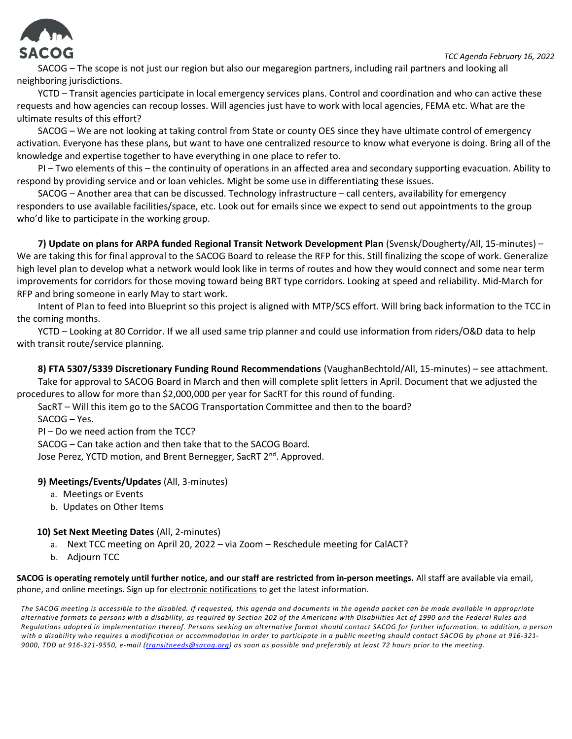SACOG – The scope is not just our region but also our megaregion partners, including rail partners and looking all neighboring jurisdictions.

YCTD – Transit agencies participate in local emergency services plans. Control and coordination and who can active these requests and how agencies can recoup losses. Will agencies just have to work with local agencies, FEMA etc. What are the ultimate results of this effort?

SACOG – We are not looking at taking control from State or county OES since they have ultimate control of emergency activation. Everyone has these plans, but want to have one centralized resource to know what everyone is doing. Bring all of the knowledge and expertise together to have everything in one place to refer to.

PI – Two elements of this – the continuity of operations in an affected area and secondary supporting evacuation. Ability to respond by providing service and or loan vehicles. Might be some use in differentiating these issues.

SACOG – Another area that can be discussed. Technology infrastructure – call centers, availability for emergency responders to use available facilities/space, etc. Look out for emails since we expect to send out appointments to the group who'd like to participate in the working group.

**7) Update on plans for ARPA funded Regional Transit Network Development Plan** (Svensk/Dougherty/All, 15-minutes) – We are taking this for final approval to the SACOG Board to release the RFP for this. Still finalizing the scope of work. Generalize high level plan to develop what a network would look like in terms of routes and how they would connect and some near term improvements for corridors for those moving toward being BRT type corridors. Looking at speed and reliability. Mid-March for RFP and bring someone in early May to start work.

Intent of Plan to feed into Blueprint so this project is aligned with MTP/SCS effort. Will bring back information to the TCC in the coming months.

YCTD – Looking at 80 Corridor. If we all used same trip planner and could use information from riders/O&D data to help with transit route/service planning.

**8) FTA 5307/5339 Discretionary Funding Round Recommendations** (VaughanBechtold/All, 15-minutes) – see attachment.

Take for approval to SACOG Board in March and then will complete split letters in April. Document that we adjusted the procedures to allow for more than $2,000,000 per year for SacRT for this round of funding.

SacRT – Will this item go to the SACOG Transportation Committee and then to the board?

SACOG – Yes.

PI – Do we need action from the TCC?

SACOG – Can take action and then take that to the SACOG Board.

Jose Perez, YCTD motion, and Brent Bernegger, SacRT 2nd. Approved.

**9) Meetings/Events/Updates** (All, 3-minutes)

a. Meetings or Events
b. Updates on Other Items

**10) Set Next Meeting Dates** (All, 2-minutes)

a. Next TCC meeting on April 20, 2022 – via Zoom – Reschedule meeting for CalACT?
b. Adjourn TCC

**SACOG is operating remotely until further notice, and our staff are restricted from in-person meetings.** All staff are available via email, phone, and online meetings. Sign up for electronic notifications to get the latest information.

*The SACOG meeting is accessible to the disabled. If requested, this agenda and documents in the agenda packet can be made available in appropriate alternative formats to persons with a disability, as required by Section 202 of the Americans with Disabilities Act of 1990 and the Federal Rules and Regulations adopted in implementation thereof. Persons seeking an alternative format should contact SACOG for further information. In addition, a person with a disability who requires a modification or accommodation in order to participate in a public meeting should contact SACOG by phone at 916-321-9000, TDD at 916-321-9550, e-mail (transitneeds@sacog.org) as soon as possible and preferably at least 72 hours prior to the meeting.*